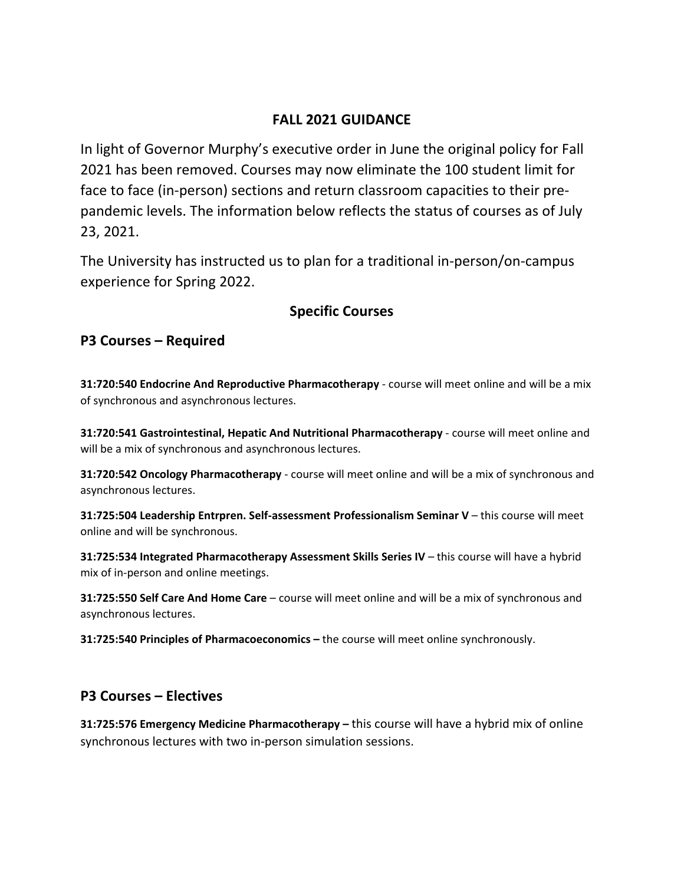# FALL 2021 GUIDANCE

In light of Governor Murphy's executive order in June the original policy for Fall 2021 has been removed. Courses may now eliminate the 100 student limit for face to face (in-person) sections and return classroom capacities to their pre-pandemic levels. The information below reflects the status of courses as of July 23, 2021.

The University has instructed us to plan for a traditional in-person/on-campus experience for Spring 2022.

## Specific Courses

### P3 Courses – Required

**31:720:540 Endocrine And Reproductive Pharmacotherapy** - course will meet online and will be a mix of synchronous and asynchronous lectures.

**31:720:541 Gastrointestinal, Hepatic And Nutritional Pharmacotherapy** - course will meet online and will be a mix of synchronous and asynchronous lectures.

**31:720:542 Oncology Pharmacotherapy** - course will meet online and will be a mix of synchronous and asynchronous lectures.

**31:725:504 Leadership Entrpren. Self-assessment Professionalism Seminar V** – this course will meet online and will be synchronous.

**31:725:534 Integrated Pharmacotherapy Assessment Skills Series IV** – this course will have a hybrid mix of in-person and online meetings.

**31:725:550 Self Care And Home Care** – course will meet online and will be a mix of synchronous and asynchronous lectures.

**31:725:540 Principles of Pharmacoeconomics –** the course will meet online synchronously.

### P3 Courses – Electives

**31:725:576 Emergency Medicine Pharmacotherapy –** this course will have a hybrid mix of online synchronous lectures with two in-person simulation sessions.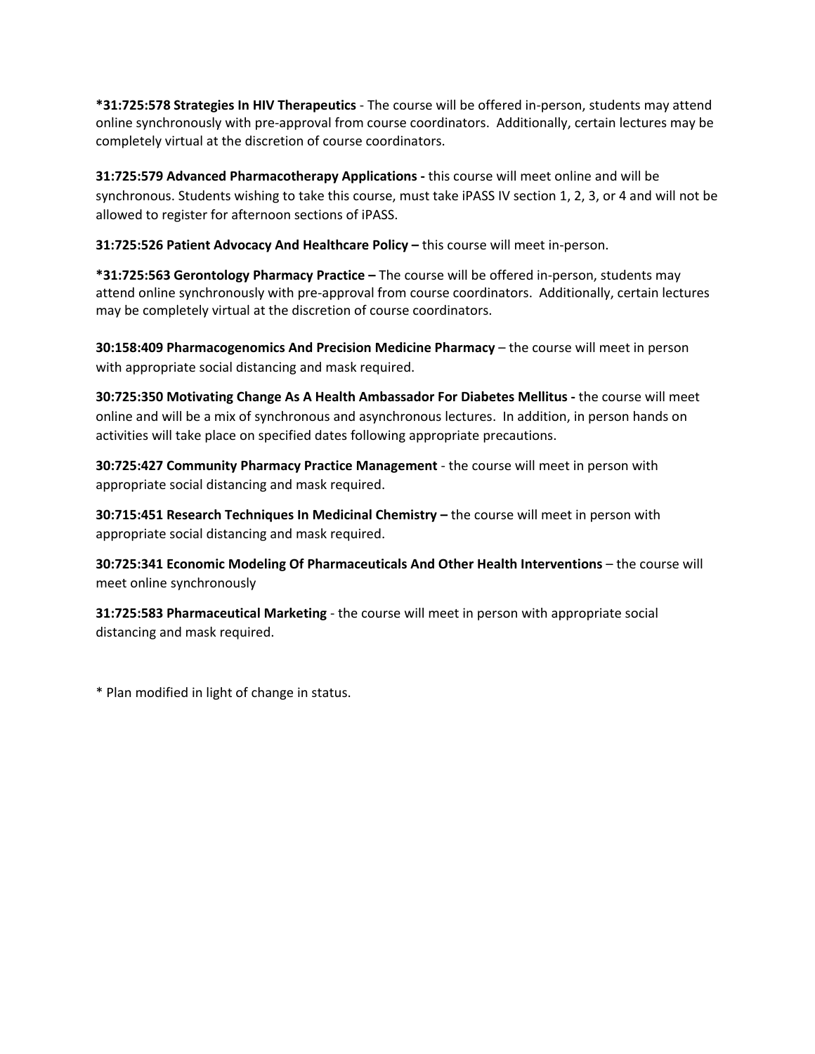**\*31:725:578 Strategies In HIV Therapeutics** - The course will be offered in-person, students may attend online synchronously with pre-approval from course coordinators. Additionally, certain lectures may be completely virtual at the discretion of course coordinators.

**31:725:579 Advanced Pharmacotherapy Applications -** this course will meet online and will be synchronous. Students wishing to take this course, must take iPASS IV section 1, 2, 3, or 4 and will not be allowed to register for afternoon sections of iPASS.

**31:725:526 Patient Advocacy And Healthcare Policy –** this course will meet in-person.

**\*31:725:563 Gerontology Pharmacy Practice –** The course will be offered in-person, students may attend online synchronously with pre-approval from course coordinators. Additionally, certain lectures may be completely virtual at the discretion of course coordinators.

**30:158:409 Pharmacogenomics And Precision Medicine Pharmacy** – the course will meet in person with appropriate social distancing and mask required.

**30:725:350 Motivating Change As A Health Ambassador For Diabetes Mellitus -** the course will meet online and will be a mix of synchronous and asynchronous lectures. In addition, in person hands on activities will take place on specified dates following appropriate precautions.

**30:725:427 Community Pharmacy Practice Management** - the course will meet in person with appropriate social distancing and mask required.

**30:715:451 Research Techniques In Medicinal Chemistry –** the course will meet in person with appropriate social distancing and mask required.

**30:725:341 Economic Modeling Of Pharmaceuticals And Other Health Interventions** – the course will meet online synchronously

**31:725:583 Pharmaceutical Marketing** - the course will meet in person with appropriate social distancing and mask required.

\* Plan modified in light of change in status.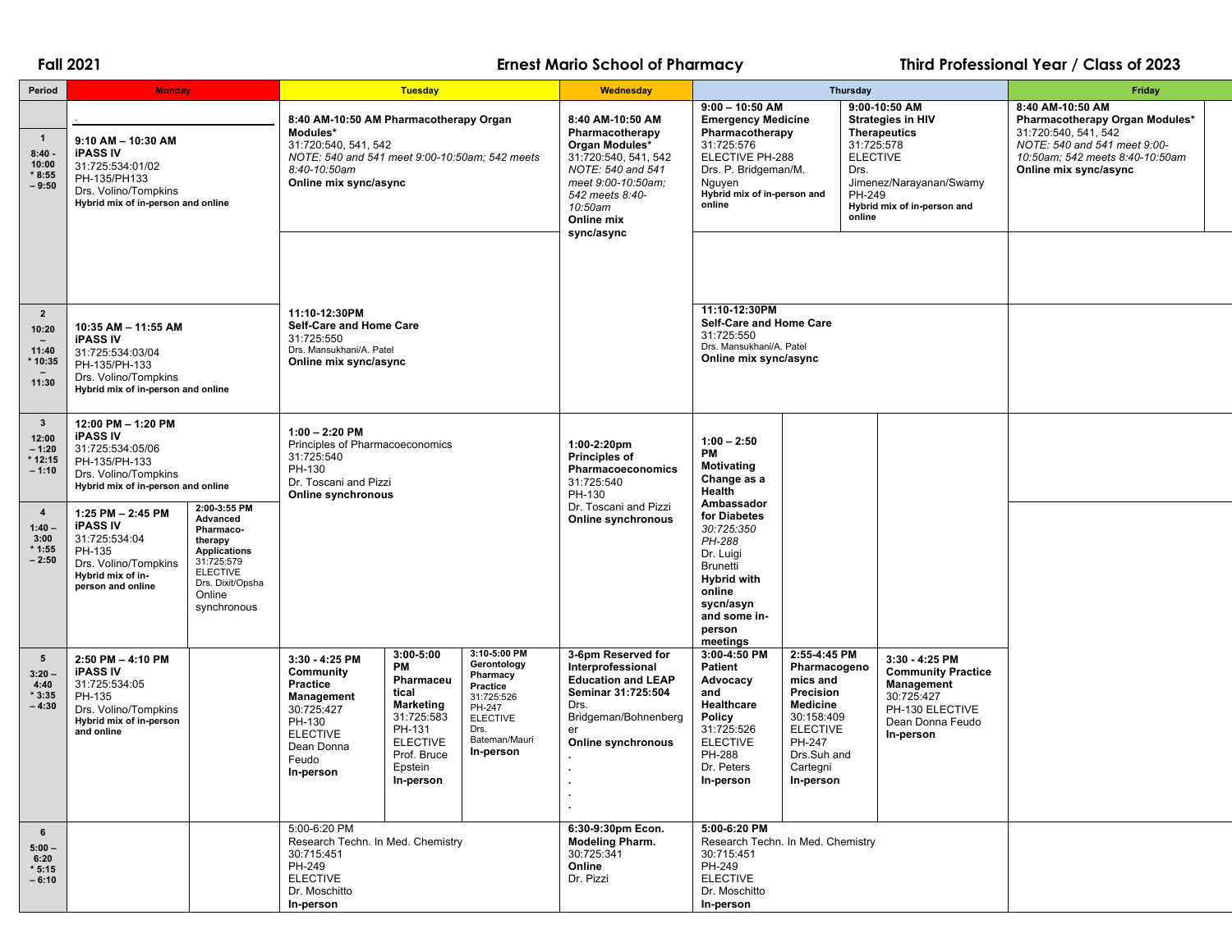**Fall 2021** **Ernest Mario School of Pharmacy** **Third Professional Year / Class of 2023**

| Period | Monday | | Tuesday | | | Wednesday | Thursday | | | Friday |
|---|---|---|---|---|---|---|---|---|---|---|
| **1** 8:40 - 10:00 * 8:55 – 9:50 | **9:10 AM – 10:30 AM iPASS IV** 31:725:534:01/02 PH-135/PH133 Drs. Volino/Tompkins **Hybrid mix of in-person and online** | | **8:40 AM-10:50 AM Pharmacotherapy Organ Modules*** 31:720:540, 541, 542 *NOTE: 540 and 541 meet 9:00-10:50am; 542 meets 8:40-10:50am* **Online mix sync/async** | | | **8:40 AM-10:50 AM Pharmacotherapy Organ Modules*** 31:720:540, 541, 542 *NOTE: 540 and 541 meet 9:00-10:50am; 542 meets 8:40-10:50am* **Online mix sync/async** | **9:00 – 10:50 AM Emergency Medicine Pharmacotherapy** 31:725:576 ELECTIVE PH-288 Drs. P. Bridgeman/M. Nguyen **Hybrid mix of in-person and online** | **9:00-10:50 AM Strategies in HIV Therapeutics** 31:725:578 ELECTIVE Drs. Jimenez/Narayanan/Swamy PH-249 **Hybrid mix of in-person and online** | | **8:40 AM-10:50 AM Pharmacotherapy Organ Modules*** 31:720:540, 541, 542 *NOTE: 540 and 541 meet 9:00-10:50am; 542 meets 8:40-10:50am* **Online mix sync/async** |
| **2** 10:20 – 11:40 * 10:35 – 11:30 | **10:35 AM – 11:55 AM iPASS IV** 31:725:534:03/04 PH-135/PH-133 Drs. Volino/Tompkins **Hybrid mix of in-person and online** | | **11:10-12:30PM Self-Care and Home Care** 31:725:550 Drs. Mansukhani/A. Patel **Online mix sync/async** | | | | **11:10-12:30PM Self-Care and Home Care** 31:725:550 Drs. Mansukhani/A. Patel **Online mix sync/async** | | | |
| **3** 12:00 – 1:20 * 12:15 – 1:10 | **12:00 PM – 1:20 PM iPASS IV** 31:725:534:05/06 PH-135/PH-133 Drs. Volino/Tompkins **Hybrid mix of in-person and online** | | **1:00 – 2:20 PM** Principles of Pharmacoeconomics 31:725:540 PH-130 Dr. Toscani and Pizzi **Online synchronous** | | | **1:00-2:20pm Principles of Pharmacoeconomics** 31:725:540 PH-130 Dr. Toscani and Pizzi **Online synchronous** | **1:00 – 2:50 PM Motivating Change as a Health Ambassador for Diabetes** *30:725:350 PH-288* Dr. Luigi Brunetti **Hybrid with online sycn/asyn and some in-person meetings** | | | |
| **4** 1:40 – 3:00 * 1:55 – 2:50 | **1:25 PM – 2:45 PM iPASS IV** 31:725:534:04 PH-135 Drs. Volino/Tompkins **Hybrid mix of in-person and online** | **2:00-3:55 PM Advanced Pharmaco-therapy Applications** 31:725:579 ELECTIVE Drs. Dixit/Opsha Online synchronous | | | | | | | | |
| **5** 3:20 – 4:40 * 3:35 – 4:30 | **2:50 PM – 4:10 PM iPASS IV** 31:725:534:05 PH-135 Drs. Volino/Tompkins **Hybrid mix of in-person and online** | | **3:30 - 4:25 PM Community Practice Management** 30:725:427 PH-130 ELECTIVE Dean Donna Feudo **In-person** | **3:00-5:00 PM Pharmaceutical Marketing** 31:725:583 PH-131 ELECTIVE Prof. Bruce Epstein **In-person** | **3:10-5:00 PM Gerontology Pharmacy Practice** 31:725:526 PH-247 ELECTIVE Drs. Bateman/Mauri **In-person** | **3-6pm Reserved for Interprofessional Education and LEAP Seminar 31:725:504** Drs. Bridgeman/Bohnenberger **Online synchronous** | **3:00-4:50 PM Patient Advocacy and Healthcare Policy** 31:725:526 ELECTIVE PH-288 Dr. Peters **In-person** | **2:55-4:45 PM Pharmacogenomics and Precision Medicine** 30:158:409 ELECTIVE PH-247 Drs.Suh and Cartegni **In-person** | **3:30 - 4:25 PM Community Practice Management** 30:725:427 PH-130 ELECTIVE Dean Donna Feudo **In-person** | |
| **6** 5:00 – 6:20 * 5:15 – 6:10 | | | 5:00-6:20 PM Research Techn. In Med. Chemistry 30:715:451 PH-249 ELECTIVE Dr. Moschitto **In-person** | | | **6:30-9:30pm Econ. Modeling Pharm.** 30:725:341 **Online** Dr. Pizzi | **5:00-6:20 PM** Research Techn. In Med. Chemistry 30:715:451 PH-249 ELECTIVE Dr. Moschitto **In-person** | | | |